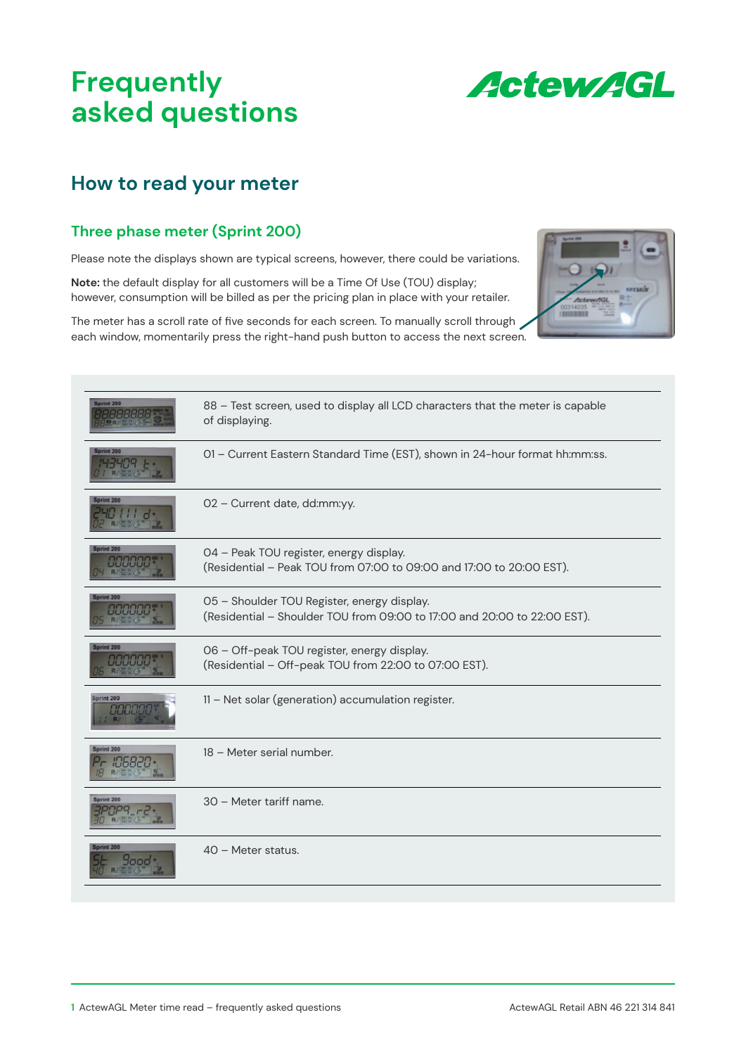# Frequently asked questions

ActewAGL

## How to read your meter

### Three phase meter (Sprint 200)

Please note the displays shown are typical screens, however, there could be variations.

**Note:** the default display for all customers will be a Time Of Use (TOU) display; however, consumption will be billed as per the pricing plan in place with your retailer.

The meter has a scroll rate of five seconds for each screen. To manually scroll through each window, momentarily press the right-hand push button to access the next screen.

| Display | Description |
|---|---|
| | 88 – Test screen, used to display all LCD characters that the meter is capable of displaying. |
| | 01 – Current Eastern Standard Time (EST), shown in 24-hour format hh:mm:ss. |
| | 02 – Current date, dd:mm:yy. |
| | 04 – Peak TOU register, energy display. (Residential – Peak TOU from 07:00 to 09:00 and 17:00 to 20:00 EST). |
| | 05 – Shoulder TOU Register, energy display. (Residential – Shoulder TOU from 09:00 to 17:00 and 20:00 to 22:00 EST). |
| | 06 – Off-peak TOU register, energy display. (Residential – Off-peak TOU from 22:00 to 07:00 EST). |
| | 11 – Net solar (generation) accumulation register. |
| | 18 – Meter serial number. |
| | 30 – Meter tariff name. |
| | 40 – Meter status. |

ActewAGL Meter time read – frequently asked questions

ActewAGL Retail ABN 46 221 314 841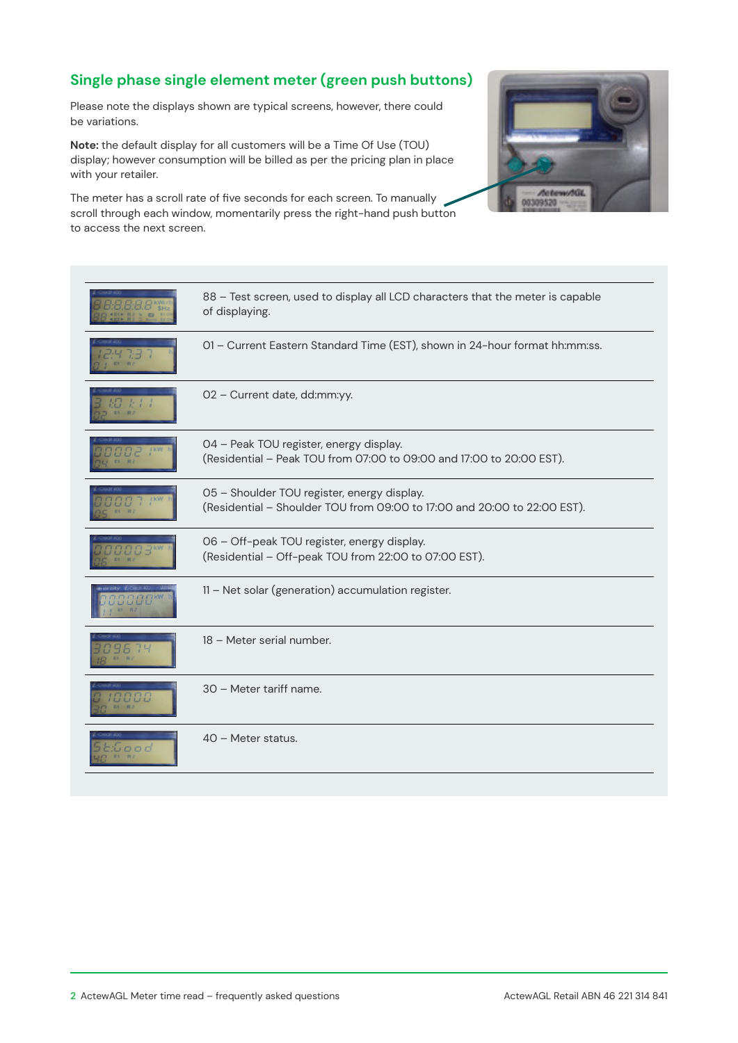## Single phase single element meter (green push buttons)

Please note the displays shown are typical screens, however, there could be variations.

**Note:** the default display for all customers will be a Time Of Use (TOU) display; however consumption will be billed as per the pricing plan in place with your retailer.

The meter has a scroll rate of five seconds for each screen. To manually scroll through each window, momentarily press the right-hand push button to access the next screen.

| Display | Description |
|---|---|
| | 88 – Test screen, used to display all LCD characters that the meter is capable of displaying. |
| | 01 – Current Eastern Standard Time (EST), shown in 24-hour format hh:mm:ss. |
| | 02 – Current date, dd:mm:yy. |
| | 04 – Peak TOU register, energy display. (Residential – Peak TOU from 07:00 to 09:00 and 17:00 to 20:00 EST). |
| | 05 – Shoulder TOU register, energy display. (Residential – Shoulder TOU from 09:00 to 17:00 and 20:00 to 22:00 EST). |
| | 06 – Off-peak TOU register, energy display. (Residential – Off-peak TOU from 22:00 to 07:00 EST). |
| | 11 – Net solar (generation) accumulation register. |
| | 18 – Meter serial number. |
| | 30 – Meter tariff name. |
| | 40 – Meter status. |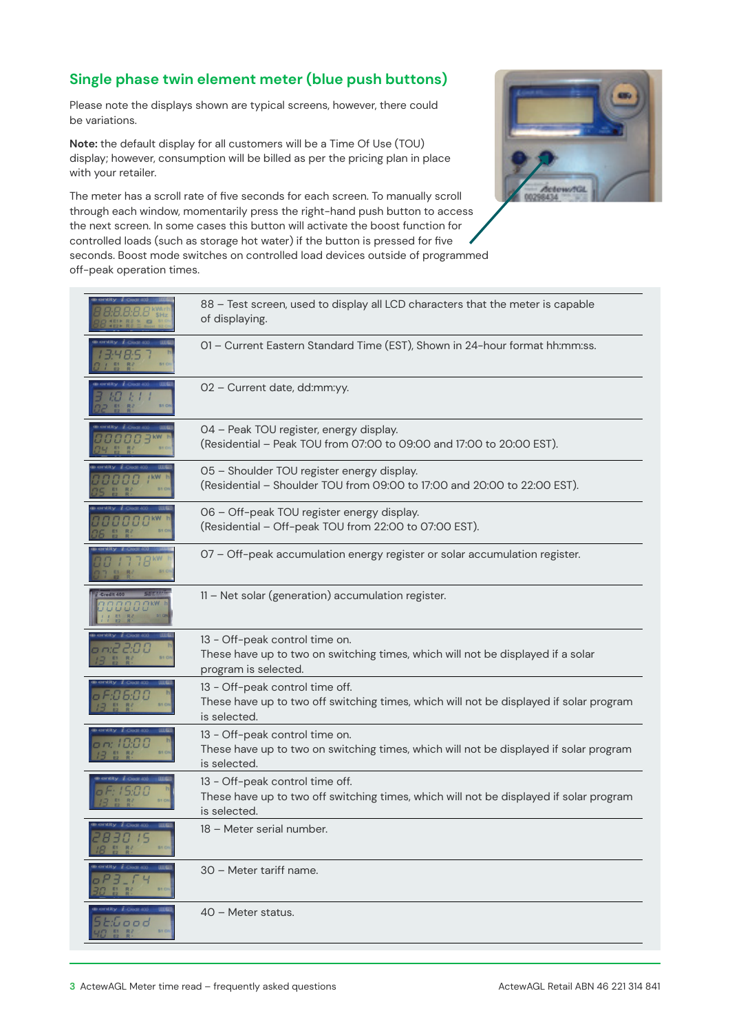## Single phase twin element meter (blue push buttons)

Please note the displays shown are typical screens, however, there could be variations.

**Note:** the default display for all customers will be a Time Of Use (TOU) display; however, consumption will be billed as per the pricing plan in place with your retailer.

The meter has a scroll rate of five seconds for each screen. To manually scroll through each window, momentarily press the right-hand push button to access the next screen. In some cases this button will activate the boost function for controlled loads (such as storage hot water) if the button is pressed for five seconds. Boost mode switches on controlled load devices outside of programmed off-peak operation times.

88 – Test screen, used to display all LCD characters that the meter is capable of displaying.

01 – Current Eastern Standard Time (EST), Shown in 24-hour format hh:mm:ss.

02 – Current date, dd:mm:yy.

04 – Peak TOU register, energy display. (Residential – Peak TOU from 07:00 to 09:00 and 17:00 to 20:00 EST).

05 – Shoulder TOU register energy display. (Residential – Shoulder TOU from 09:00 to 17:00 and 20:00 to 22:00 EST).

06 – Off-peak TOU register energy display. (Residential – Off-peak TOU from 22:00 to 07:00 EST).

07 – Off-peak accumulation energy register or solar accumulation register.

11 – Net solar (generation) accumulation register.

13 - Off-peak control time on. These have up to two on switching times, which will not be displayed if a solar program is selected.

13 – Off-peak control time off. These have up to two off switching times, which will not be displayed if solar program is selected.

13 – Off-peak control time on. These have up to two on switching times, which will not be displayed if solar program is selected.

13 – Off-peak control time off. These have up to two off switching times, which will not be displayed if solar program is selected.

18 – Meter serial number.

30 – Meter tariff name.

40 – Meter status.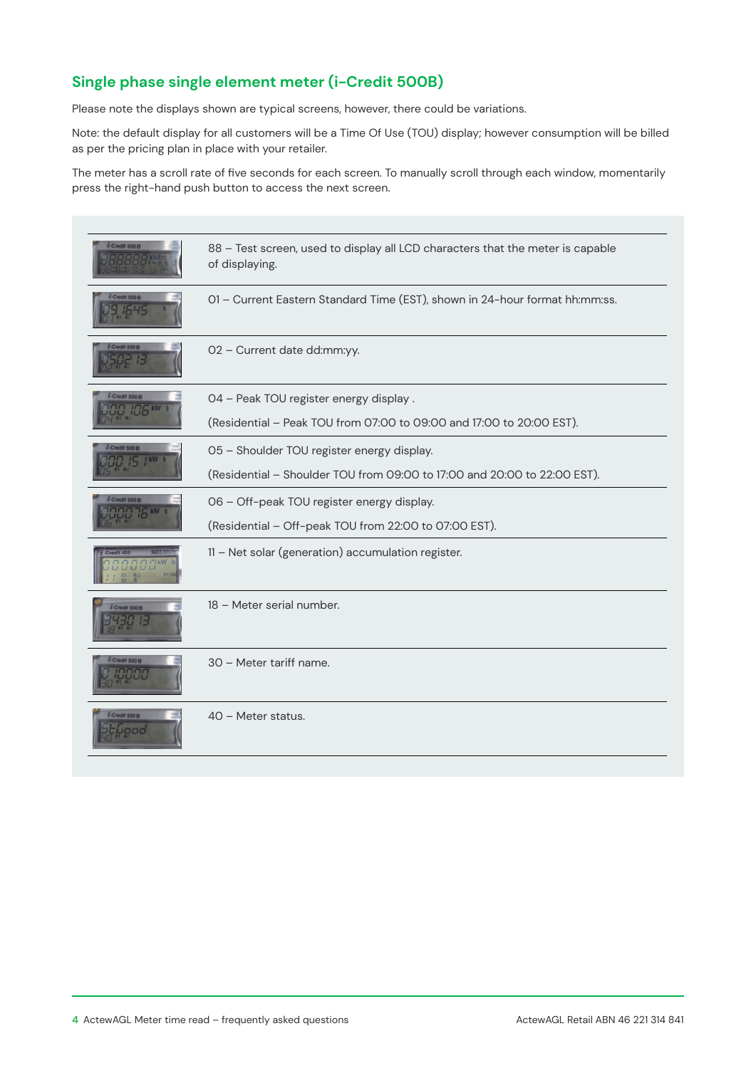## Single phase single element meter (i-Credit 500B)

Please note the displays shown are typical screens, however, there could be variations.

Note: the default display for all customers will be a Time Of Use (TOU) display; however consumption will be billed as per the pricing plan in place with your retailer.

The meter has a scroll rate of five seconds for each screen. To manually scroll through each window, momentarily press the right-hand push button to access the next screen.

| | |
|---|---|
| | 88 – Test screen, used to display all LCD characters that the meter is capable of displaying. |
| | 01 – Current Eastern Standard Time (EST), shown in 24-hour format hh:mm:ss. |
| | 02 – Current date dd:mm:yy. |
| | 04 – Peak TOU register energy display .<br>(Residential – Peak TOU from 07:00 to 09:00 and 17:00 to 20:00 EST). |
| | 05 – Shoulder TOU register energy display.<br>(Residential – Shoulder TOU from 09:00 to 17:00 and 20:00 to 22:00 EST). |
| | 06 – Off-peak TOU register energy display.<br>(Residential – Off-peak TOU from 22:00 to 07:00 EST). |
| | 11 – Net solar (generation) accumulation register. |
| | 18 – Meter serial number. |
| | 30 – Meter tariff name. |
| | 40 – Meter status. |